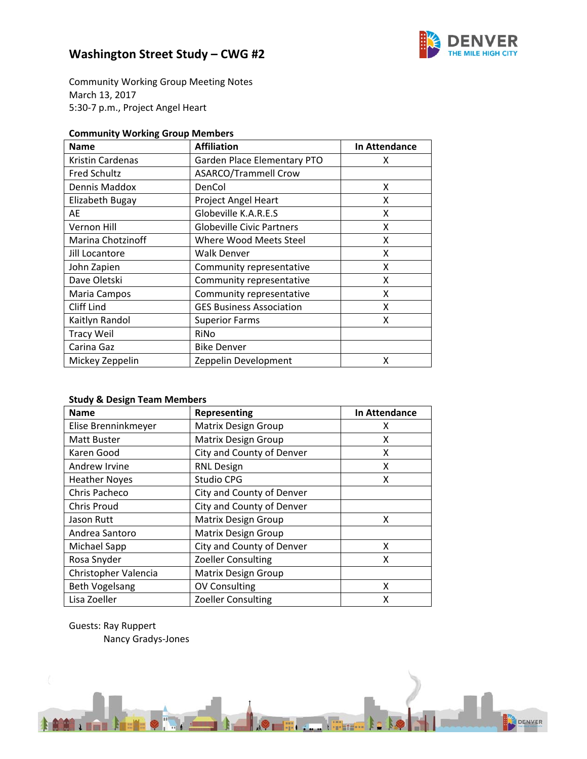# Washington Street Study – CWG #2

Community Working Group Meeting Notes
March 13, 2017
5:30-7 p.m., Project Angel Heart

**Community Working Group Members**

| Name | Affiliation | In Attendance |
|---|---|---|
| Kristin Cardenas | Garden Place Elementary PTO | X |
| Fred Schultz | ASARCO/Trammell Crow | |
| Dennis Maddox | DenCol | X |
| Elizabeth Bugay | Project Angel Heart | X |
| AE | Globeville K.A.R.E.S | X |
| Vernon Hill | Globeville Civic Partners | X |
| Marina Chotzinoff | Where Wood Meets Steel | X |
| Jill Locantore | Walk Denver | X |
| John Zapien | Community representative | X |
| Dave Oletski | Community representative | X |
| Maria Campos | Community representative | X |
| Cliff Lind | GES Business Association | X |
| Kaitlyn Randol | Superior Farms | X |
| Tracy Weil | RiNo | |
| Carina Gaz | Bike Denver | |
| Mickey Zeppelin | Zeppelin Development | X |

**Study & Design Team Members**

| Name | Representing | In Attendance |
|---|---|---|
| Elise Brenninkmeyer | Matrix Design Group | X |
| Matt Buster | Matrix Design Group | X |
| Karen Good | City and County of Denver | X |
| Andrew Irvine | RNL Design | X |
| Heather Noyes | Studio CPG | X |
| Chris Pacheco | City and County of Denver | |
| Chris Proud | City and County of Denver | |
| Jason Rutt | Matrix Design Group | X |
| Andrea Santoro | Matrix Design Group | |
| Michael Sapp | City and County of Denver | X |
| Rosa Snyder | Zoeller Consulting | X |
| Christopher Valencia | Matrix Design Group | |
| Beth Vogelsang | OV Consulting | X |
| Lisa Zoeller | Zoeller Consulting | X |

Guests: Ray Ruppert
Nancy Gradys-Jones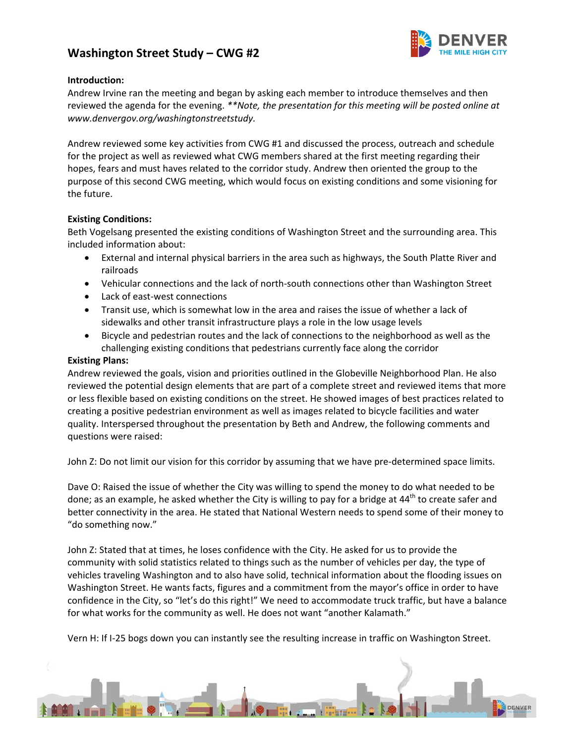# Washington Street Study – CWG #2

**Introduction:**
Andrew Irvine ran the meeting and began by asking each member to introduce themselves and then reviewed the agenda for the evening. *\*\*Note, the presentation for this meeting will be posted online at www.denvergov.org/washingtonstreetstudy.*

Andrew reviewed some key activities from CWG #1 and discussed the process, outreach and schedule for the project as well as reviewed what CWG members shared at the first meeting regarding their hopes, fears and must haves related to the corridor study. Andrew then oriented the group to the purpose of this second CWG meeting, which would focus on existing conditions and some visioning for the future.

**Existing Conditions:**
Beth Vogelsang presented the existing conditions of Washington Street and the surrounding area. This included information about:

- External and internal physical barriers in the area such as highways, the South Platte River and railroads
- Vehicular connections and the lack of north-south connections other than Washington Street
- Lack of east-west connections
- Transit use, which is somewhat low in the area and raises the issue of whether a lack of sidewalks and other transit infrastructure plays a role in the low usage levels
- Bicycle and pedestrian routes and the lack of connections to the neighborhood as well as the challenging existing conditions that pedestrians currently face along the corridor

**Existing Plans:**
Andrew reviewed the goals, vision and priorities outlined in the Globeville Neighborhood Plan. He also reviewed the potential design elements that are part of a complete street and reviewed items that more or less flexible based on existing conditions on the street. He showed images of best practices related to creating a positive pedestrian environment as well as images related to bicycle facilities and water quality. Interspersed throughout the presentation by Beth and Andrew, the following comments and questions were raised:

John Z: Do not limit our vision for this corridor by assuming that we have pre-determined space limits.

Dave O: Raised the issue of whether the City was willing to spend the money to do what needed to be done; as an example, he asked whether the City is willing to pay for a bridge at 44th to create safer and better connectivity in the area. He stated that National Western needs to spend some of their money to "do something now."

John Z: Stated that at times, he loses confidence with the City. He asked for us to provide the community with solid statistics related to things such as the number of vehicles per day, the type of vehicles traveling Washington and to also have solid, technical information about the flooding issues on Washington Street. He wants facts, figures and a commitment from the mayor's office in order to have confidence in the City, so "let's do this right!" We need to accommodate truck traffic, but have a balance for what works for the community as well. He does not want "another Kalamath."

Vern H: If I-25 bogs down you can instantly see the resulting increase in traffic on Washington Street.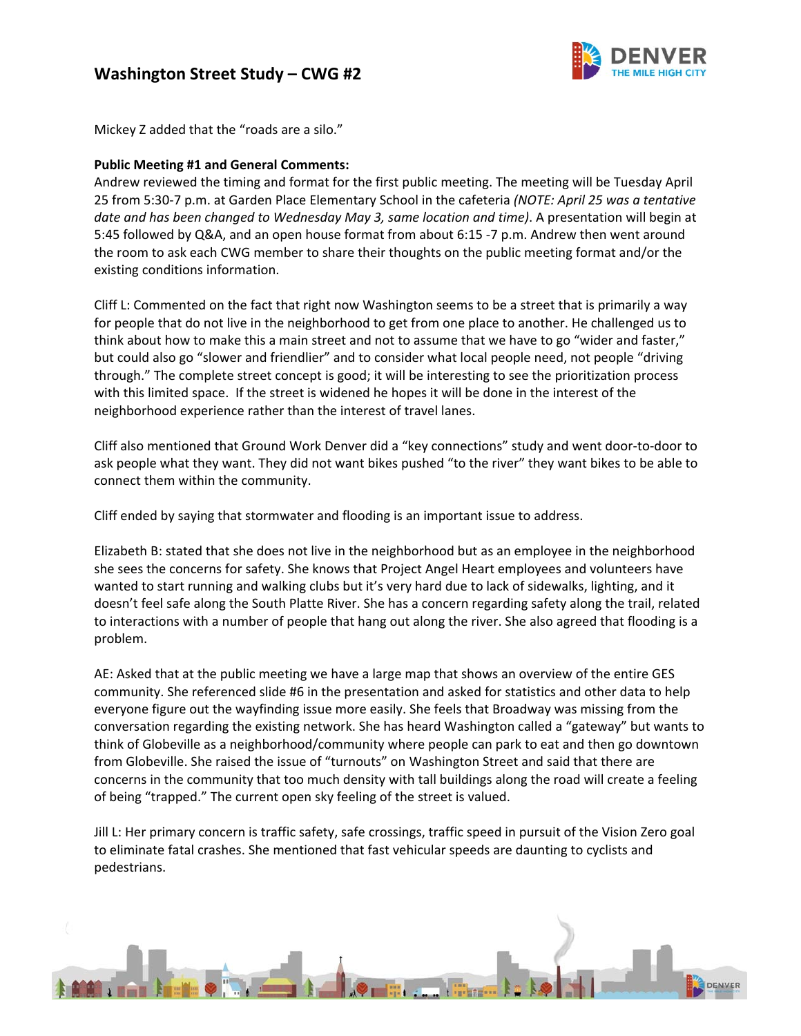Mickey Z added that the "roads are a silo."

**Public Meeting #1 and General Comments:**

Andrew reviewed the timing and format for the first public meeting. The meeting will be Tuesday April 25 from 5:30-7 p.m. at Garden Place Elementary School in the cafeteria *(NOTE: April 25 was a tentative date and has been changed to Wednesday May 3, same location and time)*. A presentation will begin at 5:45 followed by Q&A, and an open house format from about 6:15 -7 p.m. Andrew then went around the room to ask each CWG member to share their thoughts on the public meeting format and/or the existing conditions information.

Cliff L: Commented on the fact that right now Washington seems to be a street that is primarily a way for people that do not live in the neighborhood to get from one place to another. He challenged us to think about how to make this a main street and not to assume that we have to go "wider and faster," but could also go "slower and friendlier" and to consider what local people need, not people "driving through." The complete street concept is good; it will be interesting to see the prioritization process with this limited space. If the street is widened he hopes it will be done in the interest of the neighborhood experience rather than the interest of travel lanes.

Cliff also mentioned that Ground Work Denver did a "key connections" study and went door-to-door to ask people what they want. They did not want bikes pushed "to the river" they want bikes to be able to connect them within the community.

Cliff ended by saying that stormwater and flooding is an important issue to address.

Elizabeth B: stated that she does not live in the neighborhood but as an employee in the neighborhood she sees the concerns for safety. She knows that Project Angel Heart employees and volunteers have wanted to start running and walking clubs but it's very hard due to lack of sidewalks, lighting, and it doesn't feel safe along the South Platte River. She has a concern regarding safety along the trail, related to interactions with a number of people that hang out along the river. She also agreed that flooding is a problem.

AE: Asked that at the public meeting we have a large map that shows an overview of the entire GES community. She referenced slide #6 in the presentation and asked for statistics and other data to help everyone figure out the wayfinding issue more easily. She feels that Broadway was missing from the conversation regarding the existing network. She has heard Washington called a "gateway" but wants to think of Globeville as a neighborhood/community where people can park to eat and then go downtown from Globeville. She raised the issue of "turnouts" on Washington Street and said that there are concerns in the community that too much density with tall buildings along the road will create a feeling of being "trapped." The current open sky feeling of the street is valued.

Jill L: Her primary concern is traffic safety, safe crossings, traffic speed in pursuit of the Vision Zero goal to eliminate fatal crashes. She mentioned that fast vehicular speeds are daunting to cyclists and pedestrians.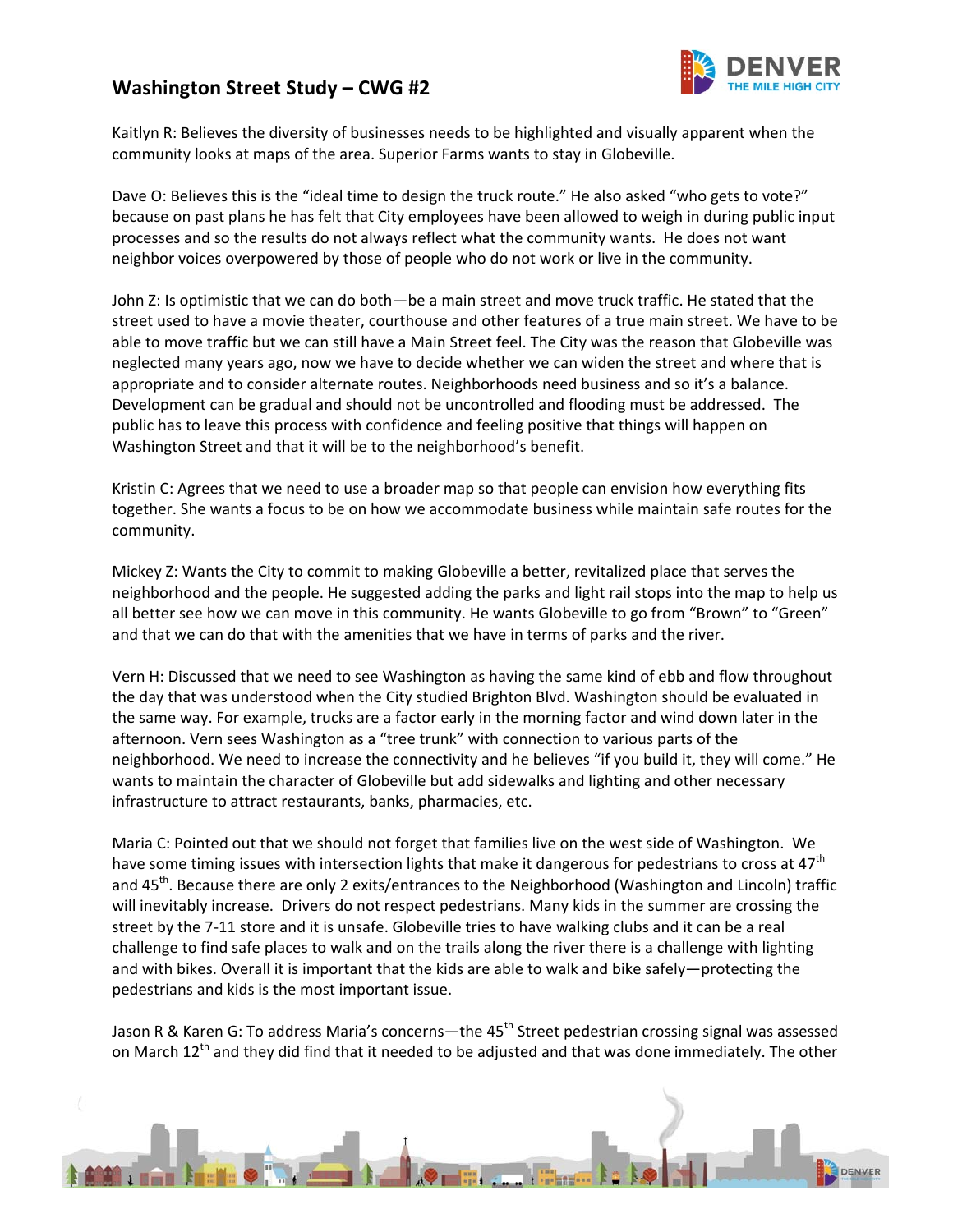Kaitlyn R: Believes the diversity of businesses needs to be highlighted and visually apparent when the community looks at maps of the area. Superior Farms wants to stay in Globeville.

Dave O: Believes this is the "ideal time to design the truck route." He also asked "who gets to vote?" because on past plans he has felt that City employees have been allowed to weigh in during public input processes and so the results do not always reflect what the community wants. He does not want neighbor voices overpowered by those of people who do not work or live in the community.

John Z: Is optimistic that we can do both—be a main street and move truck traffic. He stated that the street used to have a movie theater, courthouse and other features of a true main street. We have to be able to move traffic but we can still have a Main Street feel. The City was the reason that Globeville was neglected many years ago, now we have to decide whether we can widen the street and where that is appropriate and to consider alternate routes. Neighborhoods need business and so it's a balance. Development can be gradual and should not be uncontrolled and flooding must be addressed. The public has to leave this process with confidence and feeling positive that things will happen on Washington Street and that it will be to the neighborhood's benefit.

Kristin C: Agrees that we need to use a broader map so that people can envision how everything fits together. She wants a focus to be on how we accommodate business while maintain safe routes for the community.

Mickey Z: Wants the City to commit to making Globeville a better, revitalized place that serves the neighborhood and the people. He suggested adding the parks and light rail stops into the map to help us all better see how we can move in this community. He wants Globeville to go from "Brown" to "Green" and that we can do that with the amenities that we have in terms of parks and the river.

Vern H: Discussed that we need to see Washington as having the same kind of ebb and flow throughout the day that was understood when the City studied Brighton Blvd. Washington should be evaluated in the same way. For example, trucks are a factor early in the morning factor and wind down later in the afternoon. Vern sees Washington as a "tree trunk" with connection to various parts of the neighborhood. We need to increase the connectivity and he believes "if you build it, they will come." He wants to maintain the character of Globeville but add sidewalks and lighting and other necessary infrastructure to attract restaurants, banks, pharmacies, etc.

Maria C: Pointed out that we should not forget that families live on the west side of Washington. We have some timing issues with intersection lights that make it dangerous for pedestrians to cross at 47th and 45th. Because there are only 2 exits/entrances to the Neighborhood (Washington and Lincoln) traffic will inevitably increase. Drivers do not respect pedestrians. Many kids in the summer are crossing the street by the 7-11 store and it is unsafe. Globeville tries to have walking clubs and it can be a real challenge to find safe places to walk and on the trails along the river there is a challenge with lighting and with bikes. Overall it is important that the kids are able to walk and bike safely—protecting the pedestrians and kids is the most important issue.

Jason R & Karen G: To address Maria's concerns—the 45th Street pedestrian crossing signal was assessed on March 12th and they did find that it needed to be adjusted and that was done immediately. The other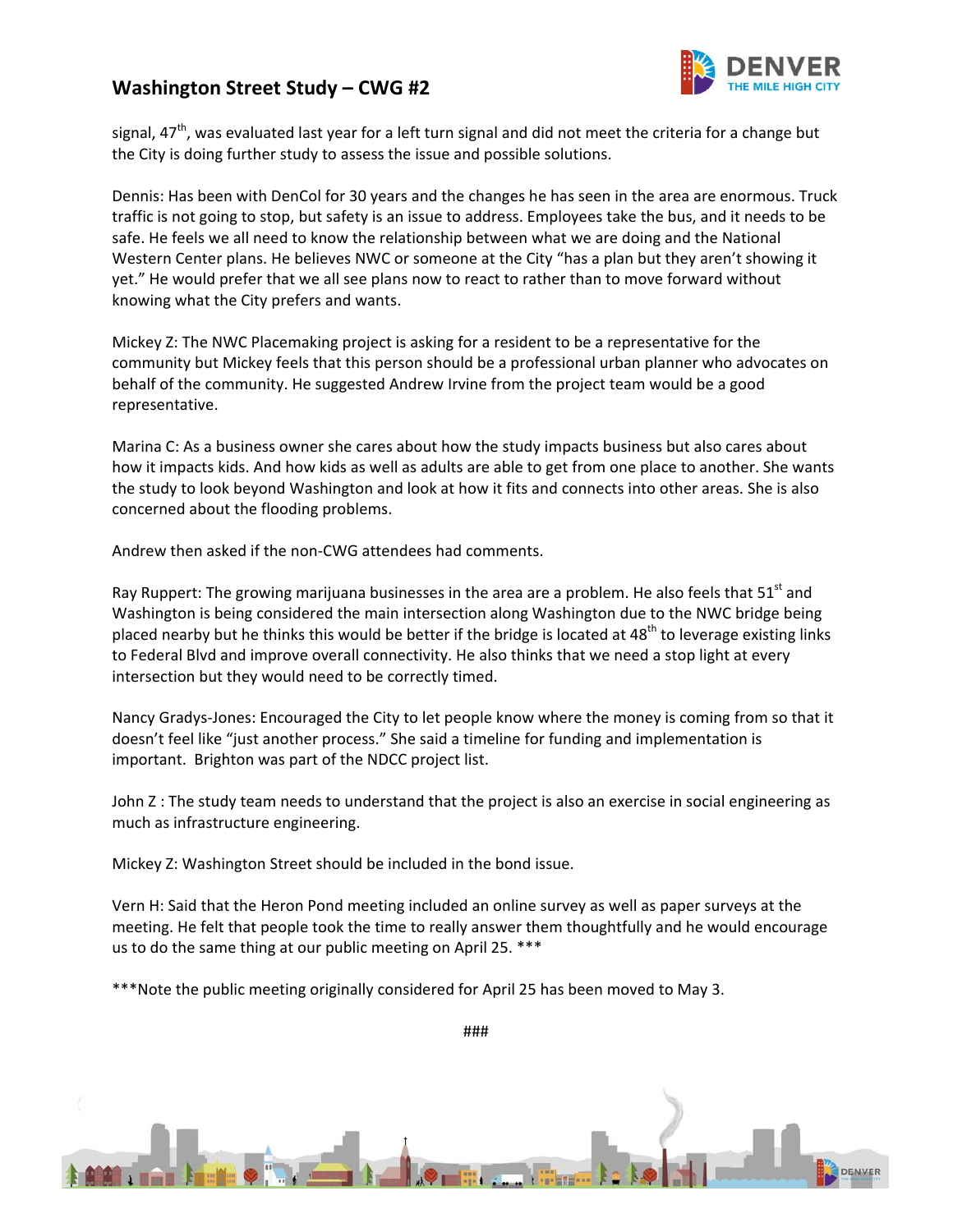signal, 47th, was evaluated last year for a left turn signal and did not meet the criteria for a change but the City is doing further study to assess the issue and possible solutions.

Dennis: Has been with DenCol for 30 years and the changes he has seen in the area are enormous. Truck traffic is not going to stop, but safety is an issue to address. Employees take the bus, and it needs to be safe. He feels we all need to know the relationship between what we are doing and the National Western Center plans. He believes NWC or someone at the City "has a plan but they aren't showing it yet." He would prefer that we all see plans now to react to rather than to move forward without knowing what the City prefers and wants.

Mickey Z: The NWC Placemaking project is asking for a resident to be a representative for the community but Mickey feels that this person should be a professional urban planner who advocates on behalf of the community. He suggested Andrew Irvine from the project team would be a good representative.

Marina C: As a business owner she cares about how the study impacts business but also cares about how it impacts kids. And how kids as well as adults are able to get from one place to another. She wants the study to look beyond Washington and look at how it fits and connects into other areas. She is also concerned about the flooding problems.

Andrew then asked if the non-CWG attendees had comments.

Ray Ruppert: The growing marijuana businesses in the area are a problem. He also feels that 51st and Washington is being considered the main intersection along Washington due to the NWC bridge being placed nearby but he thinks this would be better if the bridge is located at 48th to leverage existing links to Federal Blvd and improve overall connectivity. He also thinks that we need a stop light at every intersection but they would need to be correctly timed.

Nancy Gradys-Jones: Encouraged the City to let people know where the money is coming from so that it doesn't feel like "just another process." She said a timeline for funding and implementation is important. Brighton was part of the NDCC project list.

John Z : The study team needs to understand that the project is also an exercise in social engineering as much as infrastructure engineering.

Mickey Z: Washington Street should be included in the bond issue.

Vern H: Said that the Heron Pond meeting included an online survey as well as paper surveys at the meeting. He felt that people took the time to really answer them thoughtfully and he would encourage us to do the same thing at our public meeting on April 25. ***

***Note the public meeting originally considered for April 25 has been moved to May 3.

###